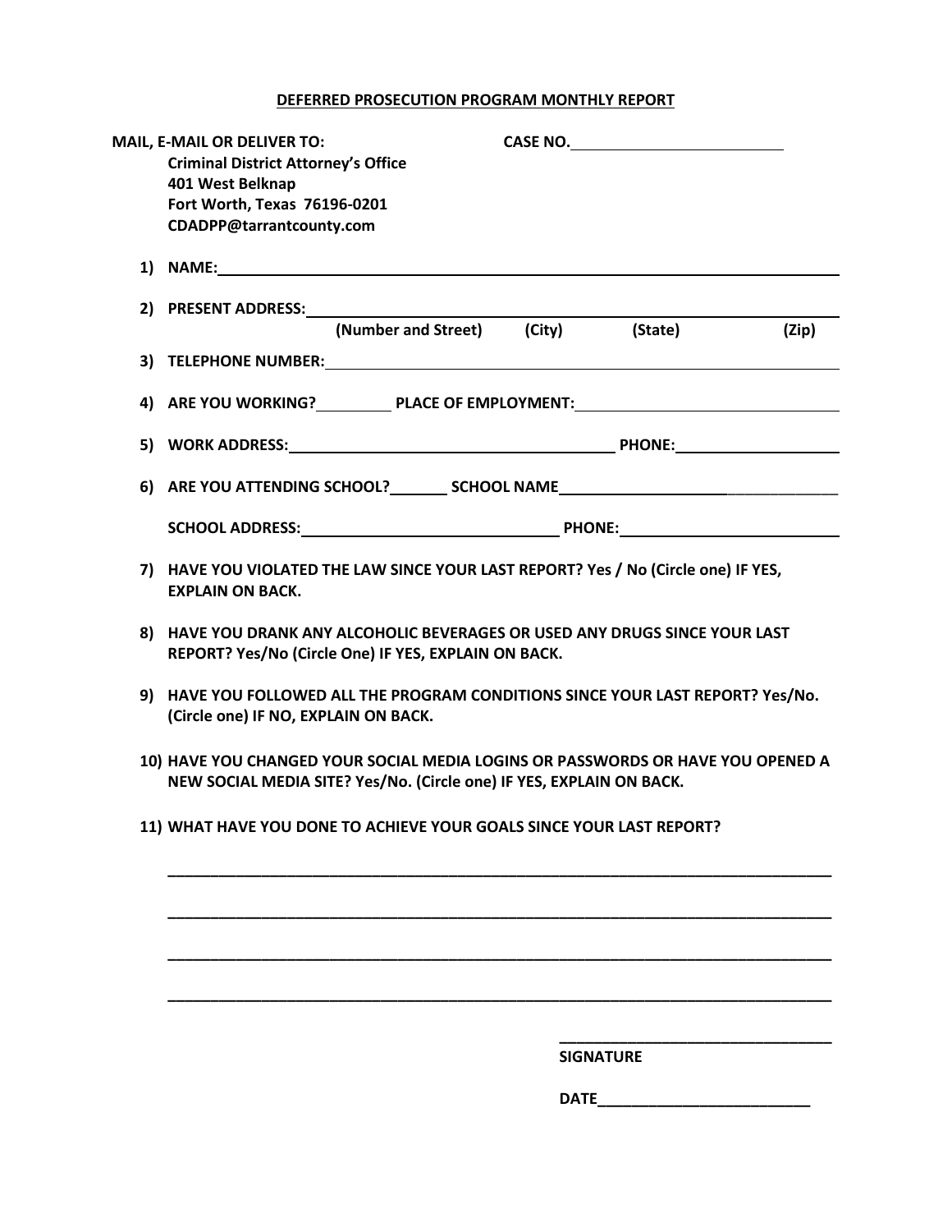# DEFERRED PROSECUTION PROGRAM MONTHLY REPORT

**MAIL, E-MAIL OR DELIVER TO:**
**Criminal District Attorney's Office**
**401 West Belknap**
**Fort Worth, Texas 76196-0201**
**CDADPP@tarrantcounty.com**

**CASE NO.** ______________________

1) **NAME:** ______________________________________________

2) **PRESENT ADDRESS:** ______________________________________________
   **(Number and Street) (City) (State) (Zip)**

3) **TELEPHONE NUMBER:** ______________________________________________

4) **ARE YOU WORKING?** ________ **PLACE OF EMPLOYMENT:** ______________________

5) **WORK ADDRESS:** ______________________________ **PHONE:** ______________

6) **ARE YOU ATTENDING SCHOOL?** ______ **SCHOOL NAME** ______________________

   **SCHOOL ADDRESS:** ______________________ **PHONE:** ______________________

7) **HAVE YOU VIOLATED THE LAW SINCE YOUR LAST REPORT? Yes / No (Circle one) IF YES, EXPLAIN ON BACK.**

8) **HAVE YOU DRANK ANY ALCOHOLIC BEVERAGES OR USED ANY DRUGS SINCE YOUR LAST REPORT? Yes/No (Circle One) IF YES, EXPLAIN ON BACK.**

9) **HAVE YOU FOLLOWED ALL THE PROGRAM CONDITIONS SINCE YOUR LAST REPORT? Yes/No. (Circle one) IF NO, EXPLAIN ON BACK.**

10) **HAVE YOU CHANGED YOUR SOCIAL MEDIA LOGINS OR PASSWORDS OR HAVE YOU OPENED A NEW SOCIAL MEDIA SITE? Yes/No. (Circle one) IF YES, EXPLAIN ON BACK.**

11) **WHAT HAVE YOU DONE TO ACHIEVE YOUR GOALS SINCE YOUR LAST REPORT?**

______________________________________________________________________________

______________________________________________________________________________

______________________________________________________________________________

______________________________________________________________________________

______________________________
**SIGNATURE**

**DATE** ________________________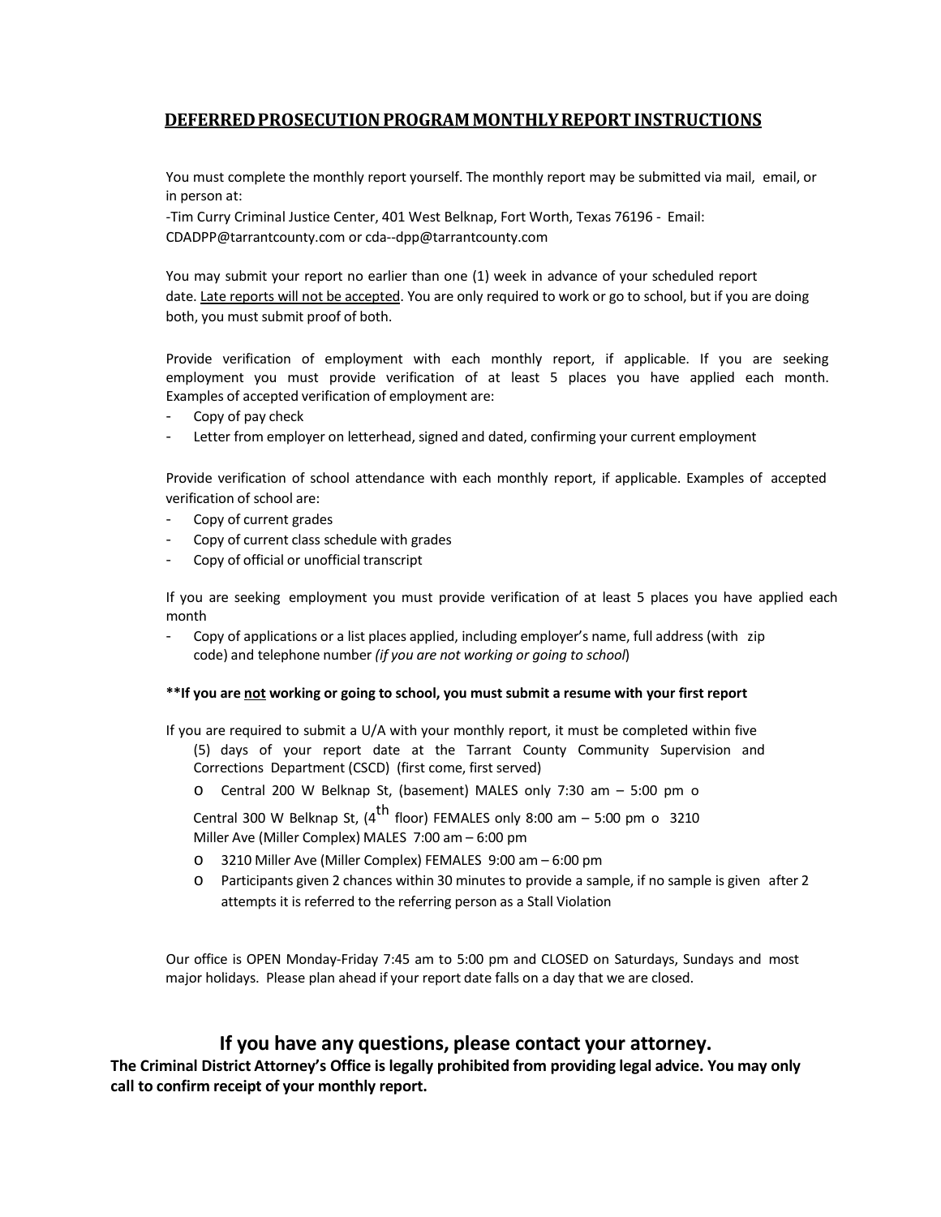## DEFERRED PROSECUTION PROGRAM MONTHLY REPORT INSTRUCTIONS

You must complete the monthly report yourself. The monthly report may be submitted via mail, email, or in person at:

-Tim Curry Criminal Justice Center, 401 West Belknap, Fort Worth, Texas 76196 - Email: CDADPP@tarrantcounty.com or cda--dpp@tarrantcounty.com

You may submit your report no earlier than one (1) week in advance of your scheduled report date. Late reports will not be accepted. You are only required to work or go to school, but if you are doing both, you must submit proof of both.

Provide verification of employment with each monthly report, if applicable. If you are seeking employment you must provide verification of at least 5 places you have applied each month. Examples of accepted verification of employment are:

- Copy of pay check
- Letter from employer on letterhead, signed and dated, confirming your current employment

Provide verification of school attendance with each monthly report, if applicable. Examples of accepted verification of school are:

- Copy of current grades
- Copy of current class schedule with grades
- Copy of official or unofficial transcript

If you are seeking employment you must provide verification of at least 5 places you have applied each month

- Copy of applications or a list places applied, including employer's name, full address (with zip code) and telephone number *(if you are not working or going to school)*

**\*\*If you are not working or going to school, you must submit a resume with your first report**

If you are required to submit a U/A with your monthly report, it must be completed within five (5) days of your report date at the Tarrant County Community Supervision and Corrections Department (CSCD) (first come, first served)

- Central 200 W Belknap St, (basement) MALES only 7:30 am – 5:00 pm
- Central 300 W Belknap St, (4th floor) FEMALES only 8:00 am – 5:00 pm
- 3210 Miller Ave (Miller Complex) MALES 7:00 am – 6:00 pm
- 3210 Miller Ave (Miller Complex) FEMALES 9:00 am – 6:00 pm
- Participants given 2 chances within 30 minutes to provide a sample, if no sample is given after 2 attempts it is referred to the referring person as a Stall Violation

Our office is OPEN Monday-Friday 7:45 am to 5:00 pm and CLOSED on Saturdays, Sundays and most major holidays. Please plan ahead if your report date falls on a day that we are closed.

### If you have any questions, please contact your attorney.

**The Criminal District Attorney's Office is legally prohibited from providing legal advice. You may only call to confirm receipt of your monthly report.**